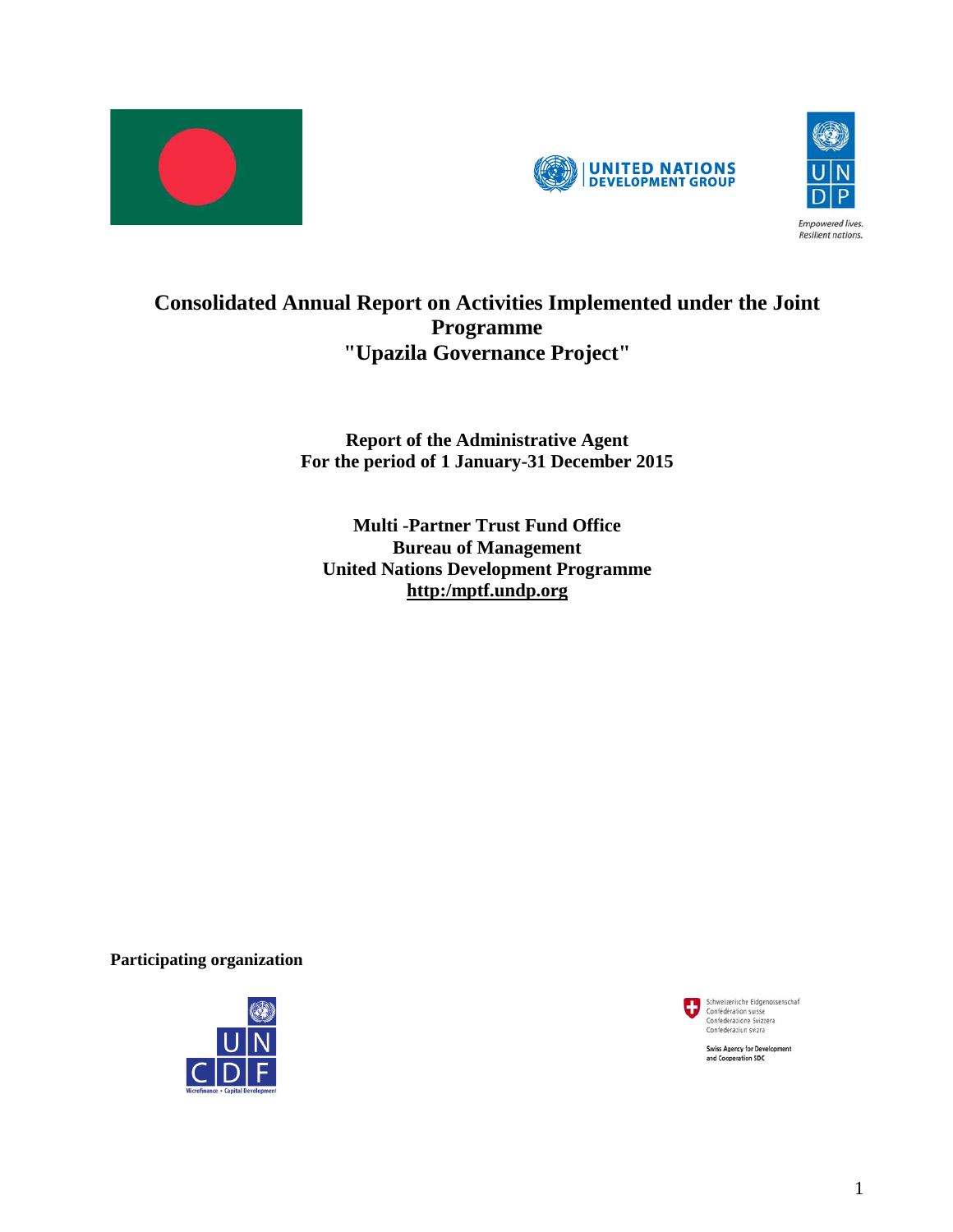# Consolidated Annual Report on Activities Implemented under the Joint Programme "Upazila Governance Project"

**Report of the Administrative Agent**
**For the period of 1 January-31 December 2015**

**Multi -Partner Trust Fund Office**
**Bureau of Management**
**United Nations Development Programme**
**http:/mptf.undp.org**

**Participating organization**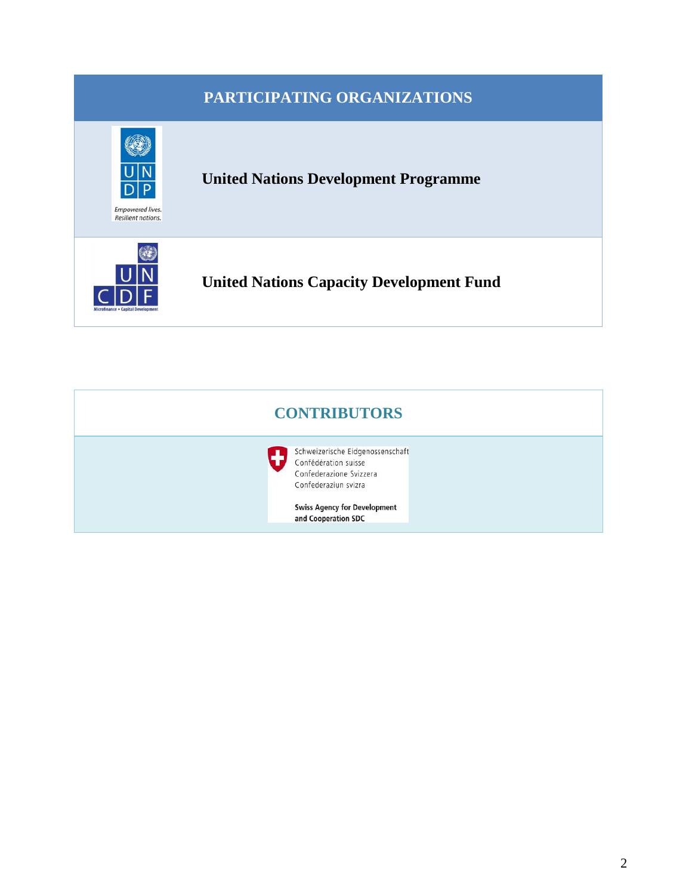## PARTICIPATING ORGANIZATIONS

**United Nations Development Programme**

**United Nations Capacity Development Fund**

## CONTRIBUTORS

Schweizerische Eidgenossenschaft
Confédération suisse
Confederazione Svizzera
Confederaziun svizra

**Swiss Agency for Development and Cooperation SDC**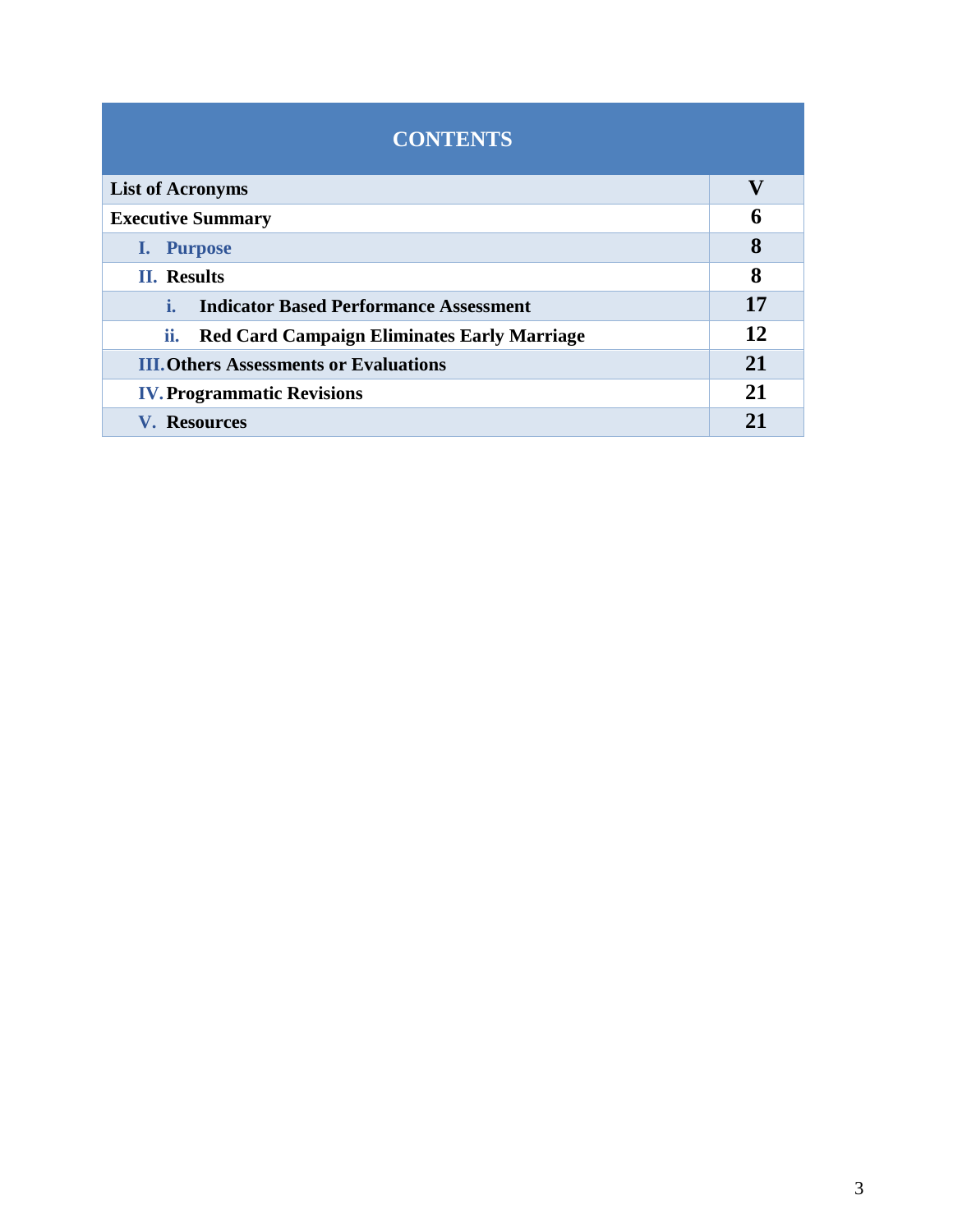| CONTENTS | |
|---|---|
| **List of Acronyms** | **V** |
| **Executive Summary** | **6** |
| **I. Purpose** | **8** |
| **II. Results** | **8** |
| **i. Indicator Based Performance Assessment** | **17** |
| **ii. Red Card Campaign Eliminates Early Marriage** | **12** |
| **III. Others Assessments or Evaluations** | **21** |
| **IV. Programmatic Revisions** | **21** |
| **V. Resources** | **21** |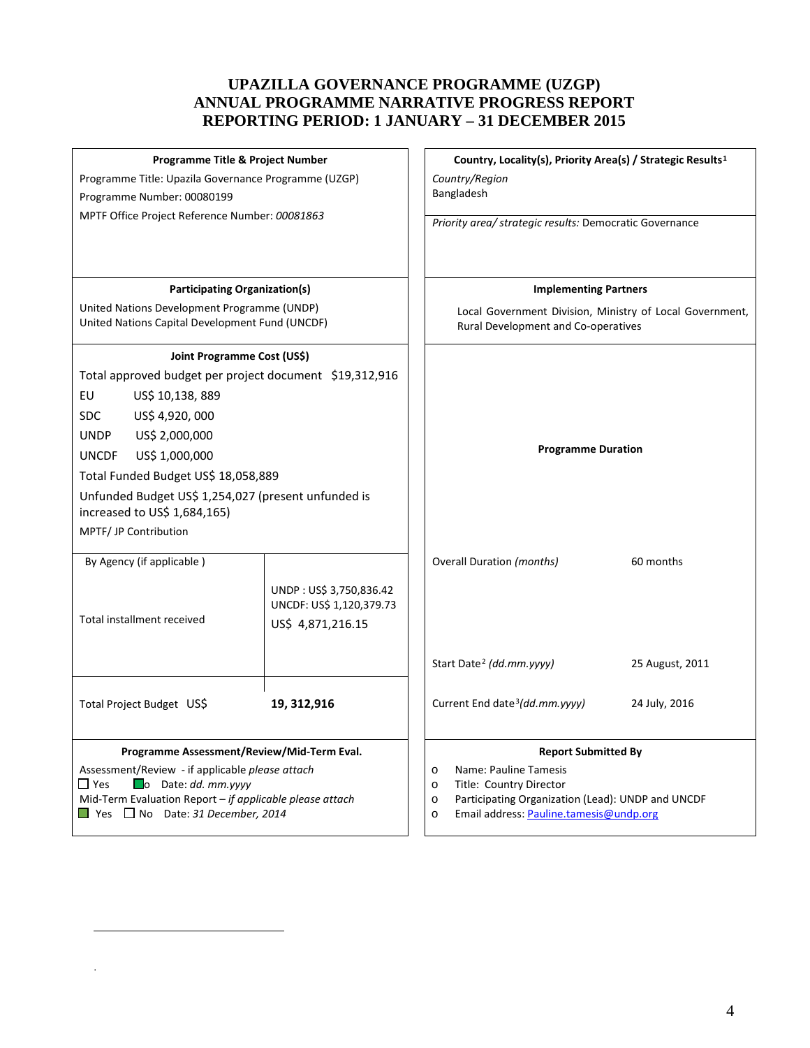# UPAZILLA GOVERNANCE PROGRAMME (UZGP)
# ANNUAL PROGRAMME NARRATIVE PROGRESS REPORT
# REPORTING PERIOD: 1 JANUARY – 31 DECEMBER 2015

**Programme Title & Project Number**

Programme Title: Upazila Governance Programme (UZGP)

Programme Number: 00080199

MPTF Office Project Reference Number: *00081863*

**Country, Locality(s), Priority Area(s) / Strategic Results**[1]

*Country/Region*

Bangladesh

*Priority area/ strategic results:* Democratic Governance

**Participating Organization(s)**

United Nations Development Programme (UNDP)

United Nations Capital Development Fund (UNCDF)

**Implementing Partners**

Local Government Division, Ministry of Local Government, Rural Development and Co-operatives

**Joint Programme Cost (US$)**

Total approved budget per project document $19,312,916

EU US$ 10,138, 889

SDC US$ 4,920, 000

UNDP US$ 2,000,000

UNCDF US$ 1,000,000

Total Funded Budget US$ 18,058,889

Unfunded Budget US$ 1,254,027 (present unfunded is increased to US$ 1,684,165)

MPTF/ JP Contribution

| By Agency (if applicable ) | |
|---|---|
| Total installment received | UNDP : US$ 3,750,836.42<br>UNCDF: US$ 1,120,379.73<br>US$ 4,871,216.15 |
| Total Project Budget US$ | **19, 312,916** |

**Programme Duration**

| | |
|---|---|
| Overall Duration *(months)* | 60 months |
| Start Date[2] *(dd.mm.yyyy)* | 25 August, 2011 |
| Current End date[3]*(dd.mm.yyyy)* | 24 July, 2016 |

**Programme Assessment/Review/Mid-Term Eval.**

Assessment/Review - if applicable *please attach*

☐ Yes ■ No Date: *dd. mm.yyyy*

Mid-Term Evaluation Report – *if applicable please attach*

■ Yes ☐ No Date: *31 December, 2014*

**Report Submitted By**

- Name: Pauline Tamesis
- Title: Country Director
- Participating Organization (Lead): UNDP and UNCDF
- Email address: Pauline.tamesis@undp.org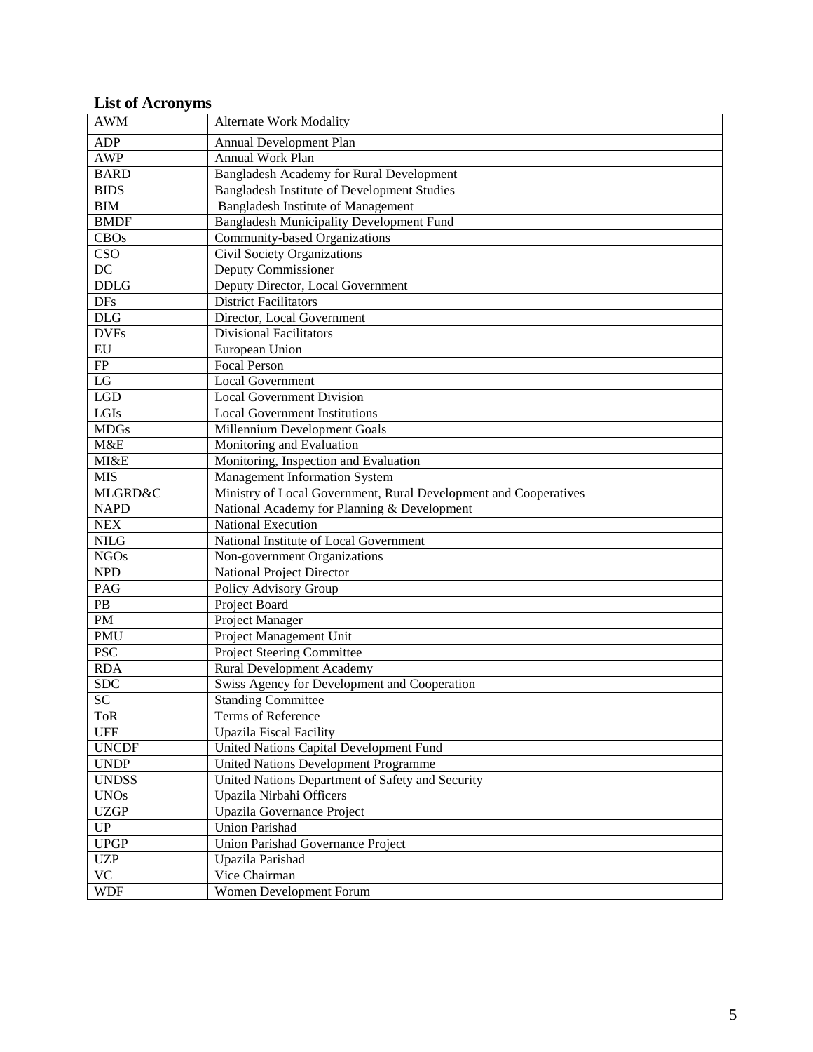## List of Acronyms

| | |
|---|---|
| AWM | Alternate Work Modality |
| ADP | Annual Development Plan |
| AWP | Annual Work Plan |
| BARD | Bangladesh Academy for Rural Development |
| BIDS | Bangladesh Institute of Development Studies |
| BIM | Bangladesh Institute of Management |
| BMDF | Bangladesh Municipality Development Fund |
| CBOs | Community-based Organizations |
| CSO | Civil Society Organizations |
| DC | Deputy Commissioner |
| DDLG | Deputy Director, Local Government |
| DFs | District Facilitators |
| DLG | Director, Local Government |
| DVFs | Divisional Facilitators |
| EU | European Union |
| FP | Focal Person |
| LG | Local Government |
| LGD | Local Government Division |
| LGIs | Local Government Institutions |
| MDGs | Millennium Development Goals |
| M&E | Monitoring and Evaluation |
| MI&E | Monitoring, Inspection and Evaluation |
| MIS | Management Information System |
| MLGRD&C | Ministry of Local Government, Rural Development and Cooperatives |
| NAPD | National Academy for Planning & Development |
| NEX | National Execution |
| NILG | National Institute of Local Government |
| NGOs | Non-government Organizations |
| NPD | National Project Director |
| PAG | Policy Advisory Group |
| PB | Project Board |
| PM | Project Manager |
| PMU | Project Management Unit |
| PSC | Project Steering Committee |
| RDA | Rural Development Academy |
| SDC | Swiss Agency for Development and Cooperation |
| SC | Standing Committee |
| ToR | Terms of Reference |
| UFF | Upazila Fiscal Facility |
| UNCDF | United Nations Capital Development Fund |
| UNDP | United Nations Development Programme |
| UNDSS | United Nations Department of Safety and Security |
| UNOs | Upazila Nirbahi Officers |
| UZGP | Upazila Governance Project |
| UP | Union Parishad |
| UPGP | Union Parishad Governance Project |
| UZP | Upazila Parishad |
| VC | Vice Chairman |
| WDF | Women Development Forum |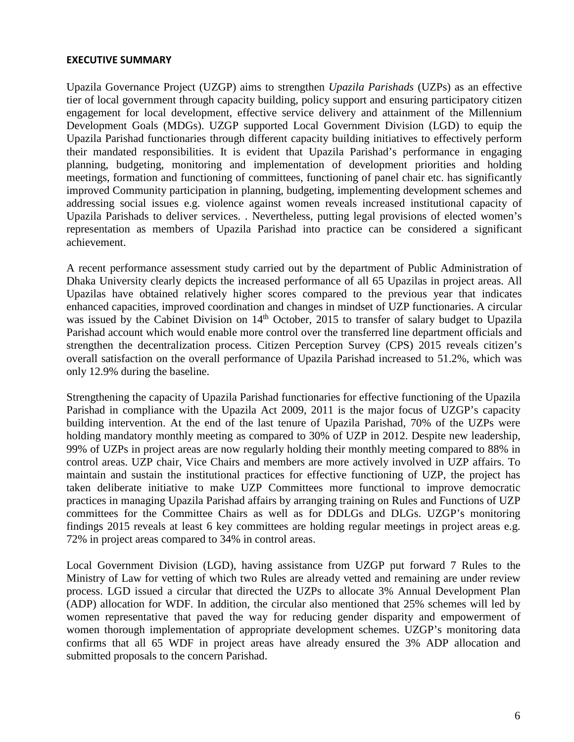**EXECUTIVE SUMMARY**

Upazila Governance Project (UZGP) aims to strengthen *Upazila Parishads* (UZPs) as an effective tier of local government through capacity building, policy support and ensuring participatory citizen engagement for local development, effective service delivery and attainment of the Millennium Development Goals (MDGs). UZGP supported Local Government Division (LGD) to equip the Upazila Parishad functionaries through different capacity building initiatives to effectively perform their mandated responsibilities. It is evident that Upazila Parishad's performance in engaging planning, budgeting, monitoring and implementation of development priorities and holding meetings, formation and functioning of committees, functioning of panel chair etc. has significantly improved Community participation in planning, budgeting, implementing development schemes and addressing social issues e.g. violence against women reveals increased institutional capacity of Upazila Parishads to deliver services. . Nevertheless, putting legal provisions of elected women's representation as members of Upazila Parishad into practice can be considered a significant achievement.

A recent performance assessment study carried out by the department of Public Administration of Dhaka University clearly depicts the increased performance of all 65 Upazilas in project areas. All Upazilas have obtained relatively higher scores compared to the previous year that indicates enhanced capacities, improved coordination and changes in mindset of UZP functionaries. A circular was issued by the Cabinet Division on 14th October, 2015 to transfer of salary budget to Upazila Parishad account which would enable more control over the transferred line department officials and strengthen the decentralization process. Citizen Perception Survey (CPS) 2015 reveals citizen's overall satisfaction on the overall performance of Upazila Parishad increased to 51.2%, which was only 12.9% during the baseline.

Strengthening the capacity of Upazila Parishad functionaries for effective functioning of the Upazila Parishad in compliance with the Upazila Act 2009, 2011 is the major focus of UZGP's capacity building intervention. At the end of the last tenure of Upazila Parishad, 70% of the UZPs were holding mandatory monthly meeting as compared to 30% of UZP in 2012. Despite new leadership, 99% of UZPs in project areas are now regularly holding their monthly meeting compared to 88% in control areas. UZP chair, Vice Chairs and members are more actively involved in UZP affairs. To maintain and sustain the institutional practices for effective functioning of UZP, the project has taken deliberate initiative to make UZP Committees more functional to improve democratic practices in managing Upazila Parishad affairs by arranging training on Rules and Functions of UZP committees for the Committee Chairs as well as for DDLGs and DLGs. UZGP's monitoring findings 2015 reveals at least 6 key committees are holding regular meetings in project areas e.g. 72% in project areas compared to 34% in control areas.

Local Government Division (LGD), having assistance from UZGP put forward 7 Rules to the Ministry of Law for vetting of which two Rules are already vetted and remaining are under review process. LGD issued a circular that directed the UZPs to allocate 3% Annual Development Plan (ADP) allocation for WDF. In addition, the circular also mentioned that 25% schemes will led by women representative that paved the way for reducing gender disparity and empowerment of women thorough implementation of appropriate development schemes. UZGP's monitoring data confirms that all 65 WDF in project areas have already ensured the 3% ADP allocation and submitted proposals to the concern Parishad.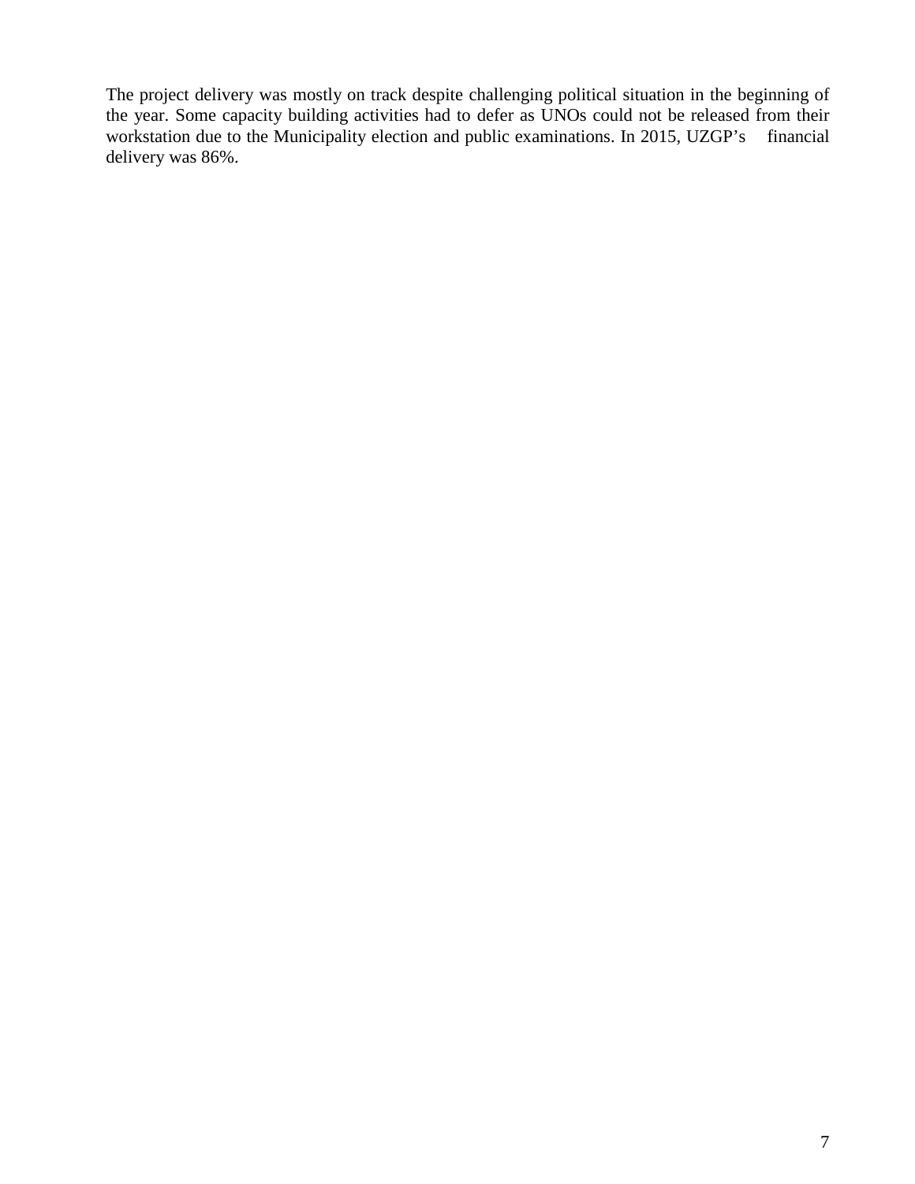The project delivery was mostly on track despite challenging political situation in the beginning of the year. Some capacity building activities had to defer as UNOs could not be released from their workstation due to the Municipality election and public examinations. In 2015, UZGP's financial delivery was 86%.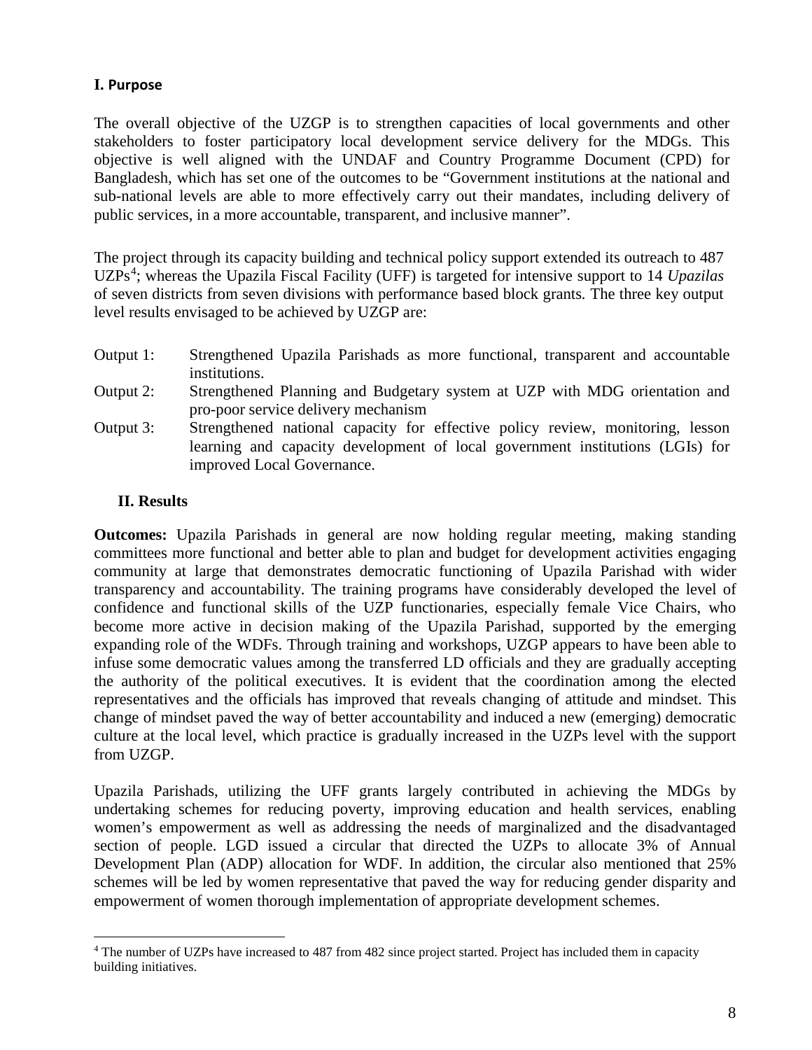## I. Purpose

The overall objective of the UZGP is to strengthen capacities of local governments and other stakeholders to foster participatory local development service delivery for the MDGs. This objective is well aligned with the UNDAF and Country Programme Document (CPD) for Bangladesh, which has set one of the outcomes to be "Government institutions at the national and sub-national levels are able to more effectively carry out their mandates, including delivery of public services, in a more accountable, transparent, and inclusive manner".

The project through its capacity building and technical policy support extended its outreach to 487 UZPs[4]; whereas the Upazila Fiscal Facility (UFF) is targeted for intensive support to 14 *Upazilas* of seven districts from seven divisions with performance based block grants. The three key output level results envisaged to be achieved by UZGP are:

- Output 1: Strengthened Upazila Parishads as more functional, transparent and accountable institutions.
- Output 2: Strengthened Planning and Budgetary system at UZP with MDG orientation and pro-poor service delivery mechanism
- Output 3: Strengthened national capacity for effective policy review, monitoring, lesson learning and capacity development of local government institutions (LGIs) for improved Local Governance.

## II. Results

**Outcomes:** Upazila Parishads in general are now holding regular meeting, making standing committees more functional and better able to plan and budget for development activities engaging community at large that demonstrates democratic functioning of Upazila Parishad with wider transparency and accountability. The training programs have considerably developed the level of confidence and functional skills of the UZP functionaries, especially female Vice Chairs, who become more active in decision making of the Upazila Parishad, supported by the emerging expanding role of the WDFs. Through training and workshops, UZGP appears to have been able to infuse some democratic values among the transferred LD officials and they are gradually accepting the authority of the political executives. It is evident that the coordination among the elected representatives and the officials has improved that reveals changing of attitude and mindset. This change of mindset paved the way of better accountability and induced a new (emerging) democratic culture at the local level, which practice is gradually increased in the UZPs level with the support from UZGP.

Upazila Parishads, utilizing the UFF grants largely contributed in achieving the MDGs by undertaking schemes for reducing poverty, improving education and health services, enabling women's empowerment as well as addressing the needs of marginalized and the disadvantaged section of people. LGD issued a circular that directed the UZPs to allocate 3% of Annual Development Plan (ADP) allocation for WDF. In addition, the circular also mentioned that 25% schemes will be led by women representative that paved the way for reducing gender disparity and empowerment of women thorough implementation of appropriate development schemes.

---

[4] The number of UZPs have increased to 487 from 482 since project started. Project has included them in capacity building initiatives.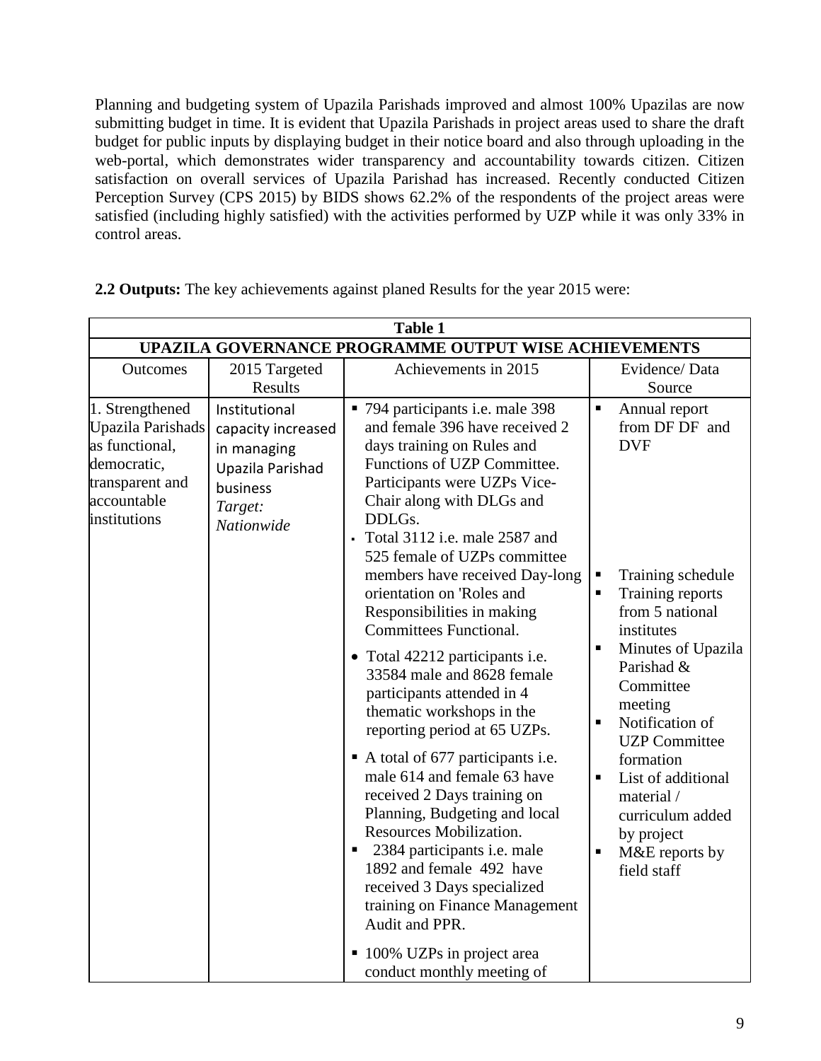Planning and budgeting system of Upazila Parishads improved and almost 100% Upazilas are now submitting budget in time. It is evident that Upazila Parishads in project areas used to share the draft budget for public inputs by displaying budget in their notice board and also through uploading in the web-portal, which demonstrates wider transparency and accountability towards citizen. Citizen satisfaction on overall services of Upazila Parishad has increased. Recently conducted Citizen Perception Survey (CPS 2015) by BIDS shows 62.2% of the respondents of the project areas were satisfied (including highly satisfied) with the activities performed by UZP while it was only 33% in control areas.

**2.2 Outputs:** The key achievements against planed Results for the year 2015 were:

| **Table 1** | | | |
|---|---|---|---|
| **UPAZILA GOVERNANCE PROGRAMME OUTPUT WISE ACHIEVEMENTS** | | | |
| Outcomes | 2015 Targeted Results | Achievements in 2015 | Evidence/ Data Source |
| 1. Strengthened Upazila Parishads as functional, democratic, transparent and accountable institutions | Institutional capacity increased in managing Upazila Parishad business<br>*Target: Nationwide* | ▪ 794 participants i.e. male 398 and female 396 have received 2 days training on Rules and Functions of UZP Committee. Participants were UZPs Vice-Chair along with DLGs and DDLGs.<br>▪ Total 3112 i.e. male 2587 and 525 female of UZPs committee members have received Day-long orientation on 'Roles and Responsibilities in making Committees Functional.<br>• Total 42212 participants i.e. 33584 male and 8628 female participants attended in 4 thematic workshops in the reporting period at 65 UZPs.<br>▪ A total of 677 participants i.e. male 614 and female 63 have received 2 Days training on Planning, Budgeting and local Resources Mobilization.<br>▪ 2384 participants i.e. male 1892 and female 492 have received 3 Days specialized training on Finance Management Audit and PPR.<br>▪ 100% UZPs in project area conduct monthly meeting of | ▪ Annual report from DF DF and DVF<br>▪ Training schedule<br>▪ Training reports from 5 national institutes<br>▪ Minutes of Upazila Parishad & Committee meeting<br>▪ Notification of UZP Committee formation<br>▪ List of additional material / curriculum added by project<br>▪ M&E reports by field staff |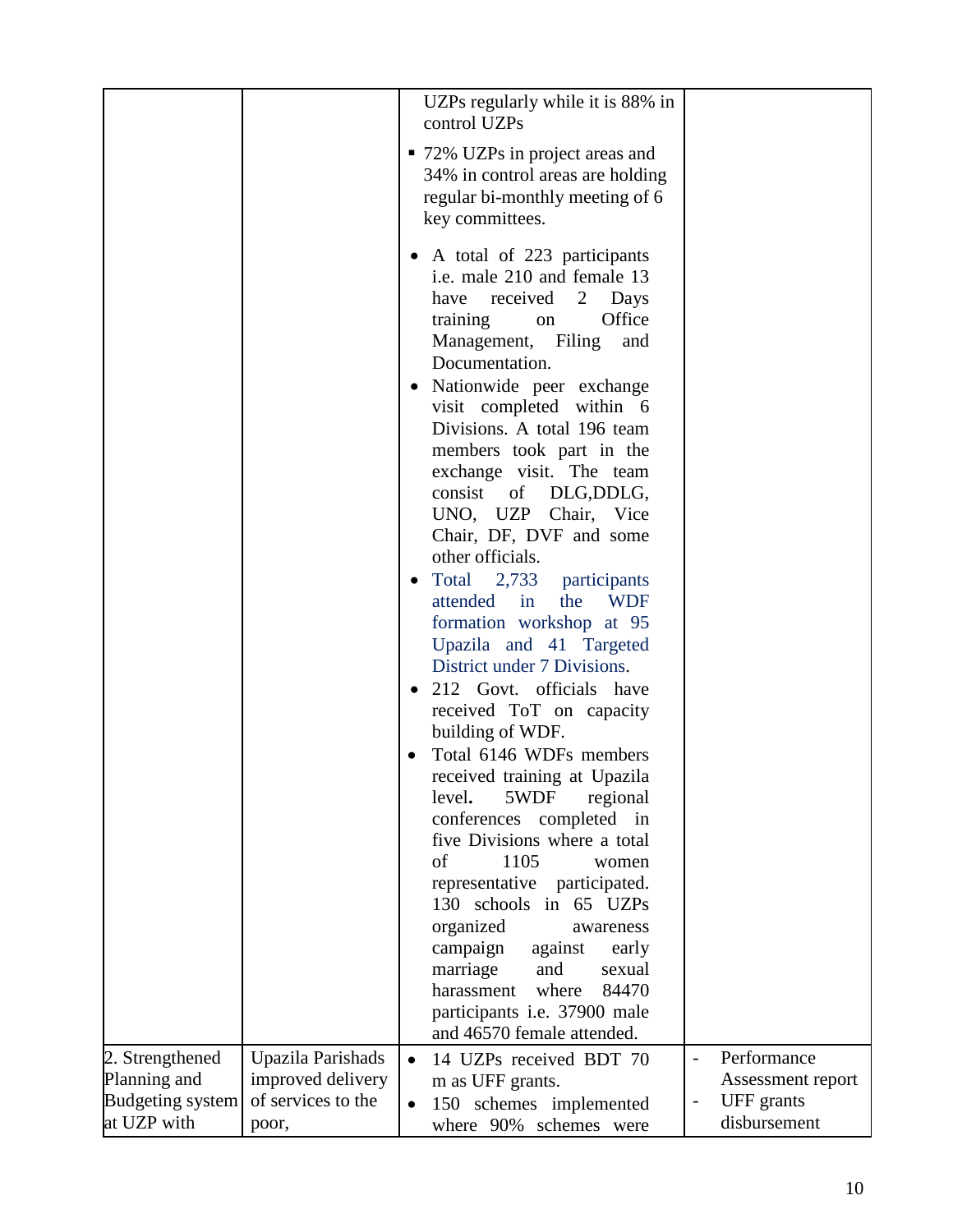| | | UZPs regularly while it is 88% in control UZPs<br>▪ 72% UZPs in project areas and 34% in control areas are holding regular bi-monthly meeting of 6 key committees.<br>• A total of 223 participants i.e. male 210 and female 13 have received 2 Days training on Office Management, Filing and Documentation.<br>• Nationwide peer exchange visit completed within 6 Divisions. A total 196 team members took part in the exchange visit. The team consist of DLG,DDLG, UNO, UZP Chair, Vice Chair, DF, DVF and some other officials.<br>• Total 2,733 participants attended in the WDF formation workshop at 95 Upazila and 41 Targeted District under 7 Divisions.<br>• 212 Govt. officials have received ToT on capacity building of WDF.<br>• Total 6146 WDFs members received training at Upazila level**.** 5WDF regional conferences completed in five Divisions where a total of 1105 women representative participated. 130 schools in 65 UZPs organized awareness campaign against early marriage and sexual harassment where 84470 participants i.e. 37900 male and 46570 female attended. | |
|---|---|---|---|
| 2. Strengthened Planning and Budgeting system at UZP with | Upazila Parishads improved delivery of services to the poor, | • 14 UZPs received BDT 70 m as UFF grants.<br>• 150 schemes implemented where 90% schemes were | - Performance Assessment report<br>- UFF grants disbursement |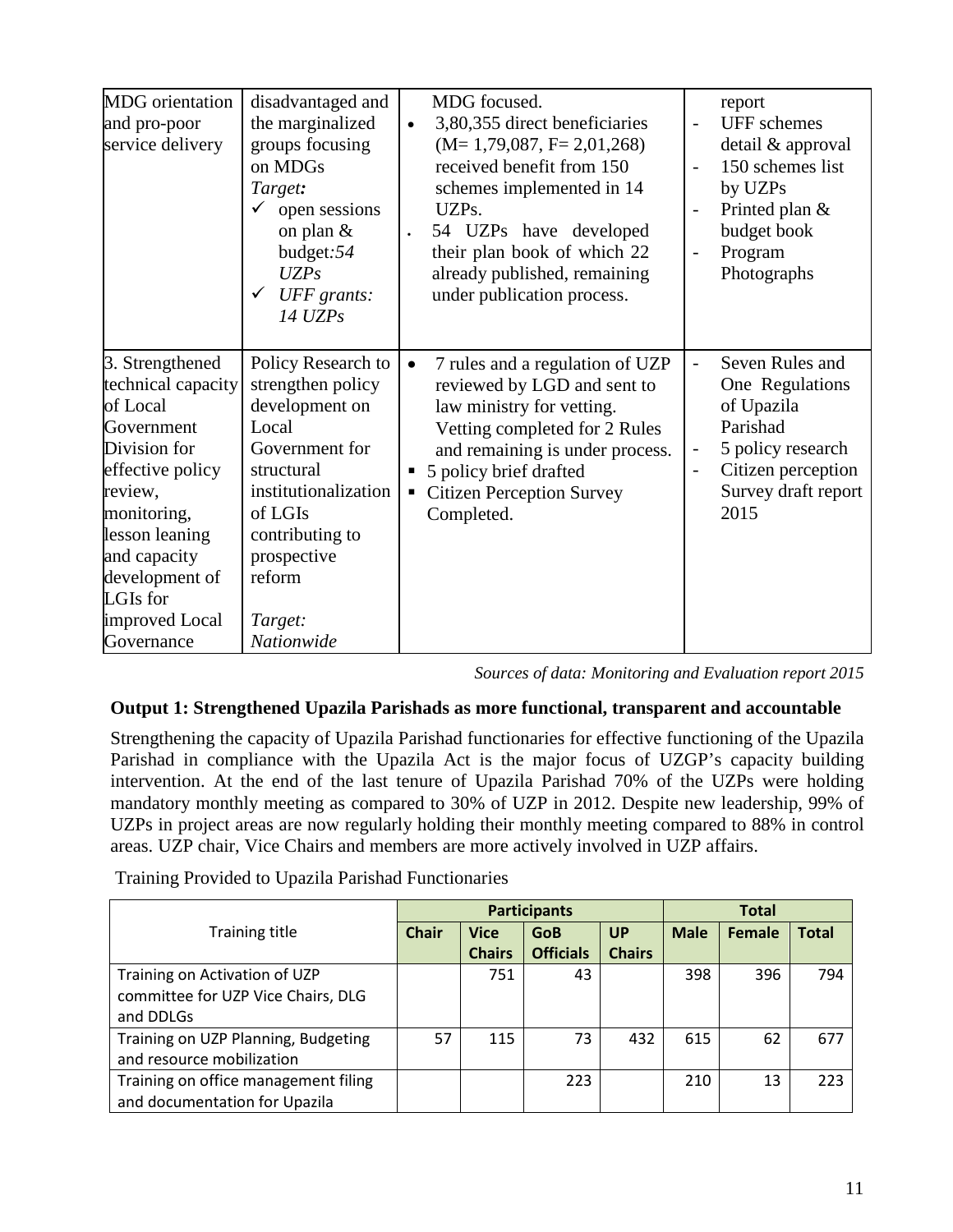| | | | |
|---|---|---|---|
| MDG orientation and pro-poor service delivery | disadvantaged and the marginalized groups focusing on MDGs<br>*Target:*<br>✓ open sessions on plan & budget:*54 UZPs*<br>✓ *UFF grants: 14 UZPs* | MDG focused.<br>• 3,80,355 direct beneficiaries (M= 1,79,087, F= 2,01,268) received benefit from 150 schemes implemented in 14 UZPs.<br>• 54 UZPs have developed their plan book of which 22 already published, remaining under publication process. | report<br>- UFF schemes detail & approval<br>- 150 schemes list by UZPs<br>- Printed plan & budget book<br>- Program Photographs |
| 3. Strengthened technical capacity of Local Government Division for effective policy review, monitoring, lesson leaning and capacity development of LGIs for improved Local Governance | Policy Research to strengthen policy development on Local Government for structural institutionalization of LGIs contributing to prospective reform<br><br>*Target: Nationwide* | • 7 rules and a regulation of UZP reviewed by LGD and sent to law ministry for vetting. Vetting completed for 2 Rules and remaining is under process.<br>▪ 5 policy brief drafted<br>▪ Citizen Perception Survey Completed. | - Seven Rules and One Regulations of Upazila Parishad<br>- 5 policy research<br>- Citizen perception Survey draft report 2015 |

*Sources of data: Monitoring and Evaluation report 2015*

### Output 1: Strengthened Upazila Parishads as more functional, transparent and accountable

Strengthening the capacity of Upazila Parishad functionaries for effective functioning of the Upazila Parishad in compliance with the Upazila Act is the major focus of UZGP's capacity building intervention. At the end of the last tenure of Upazila Parishad 70% of the UZPs were holding mandatory monthly meeting as compared to 30% of UZP in 2012. Despite new leadership, 99% of UZPs in project areas are now regularly holding their monthly meeting compared to 88% in control areas. UZP chair, Vice Chairs and members are more actively involved in UZP affairs.

Training Provided to Upazila Parishad Functionaries

| Training title | Participants | | | | Total | | |
|---|---|---|---|---|---|---|---|
| | Chair | Vice Chairs | GoB Officials | UP Chairs | Male | Female | Total |
| Training on Activation of UZP committee for UZP Vice Chairs, DLG and DDLGs | | 751 | 43 | | 398 | 396 | 794 |
| Training on UZP Planning, Budgeting and resource mobilization | 57 | 115 | 73 | 432 | 615 | 62 | 677 |
| Training on office management filing and documentation for Upazila | | | 223 | | 210 | 13 | 223 |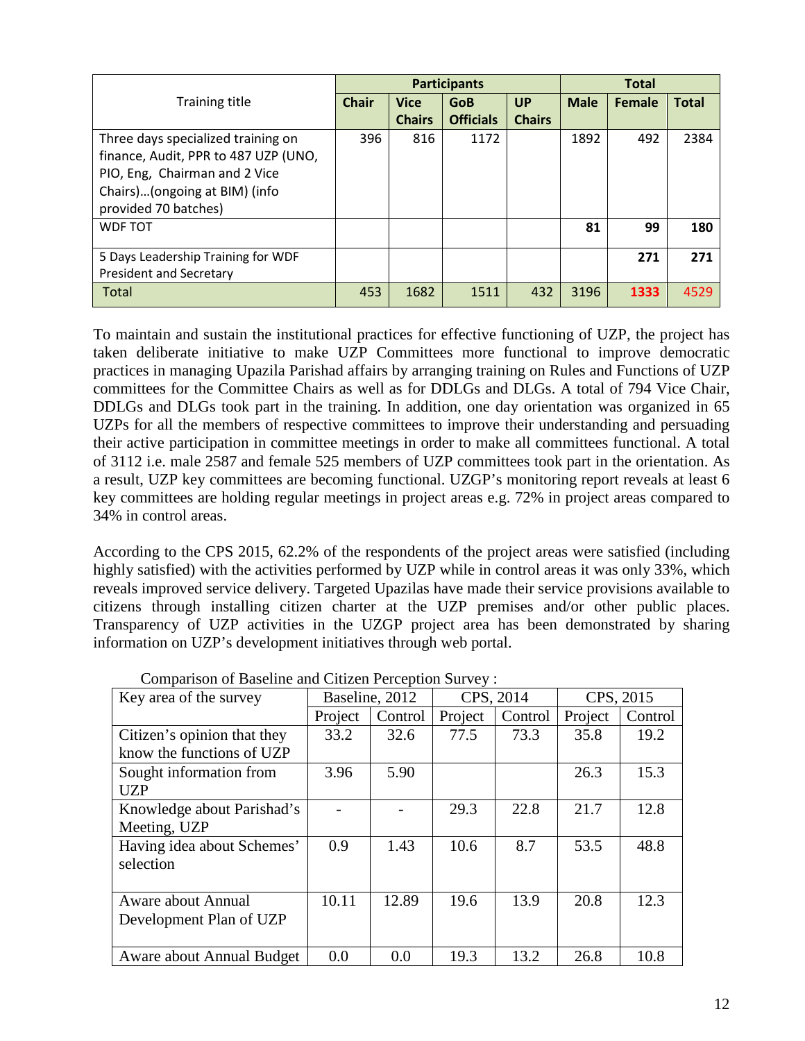| Training title | Participants | | | | Total | | |
|---|---|---|---|---|---|---|---|
| | Chair | Vice Chairs | GoB Officials | UP Chairs | Male | Female | Total |
| Three days specialized training on finance, Audit, PPR to 487 UZP (UNO, PIO, Eng, Chairman and 2 Vice Chairs)…(ongoing at BIM) (info provided 70 batches) | 396 | 816 | 1172 | | 1892 | 492 | 2384 |
| WDF TOT | | | | | **81** | **99** | **180** |
| 5 Days Leadership Training for WDF President and Secretary | | | | | | **271** | **271** |
| Total | 453 | 1682 | 1511 | 432 | 3196 | **1333** | 4529 |

To maintain and sustain the institutional practices for effective functioning of UZP, the project has taken deliberate initiative to make UZP Committees more functional to improve democratic practices in managing Upazila Parishad affairs by arranging training on Rules and Functions of UZP committees for the Committee Chairs as well as for DDLGs and DLGs. A total of 794 Vice Chair, DDLGs and DLGs took part in the training. In addition, one day orientation was organized in 65 UZPs for all the members of respective committees to improve their understanding and persuading their active participation in committee meetings in order to make all committees functional. A total of 3112 i.e. male 2587 and female 525 members of UZP committees took part in the orientation. As a result, UZP key committees are becoming functional. UZGP's monitoring report reveals at least 6 key committees are holding regular meetings in project areas e.g. 72% in project areas compared to 34% in control areas.

According to the CPS 2015, 62.2% of the respondents of the project areas were satisfied (including highly satisfied) with the activities performed by UZP while in control areas it was only 33%, which reveals improved service delivery. Targeted Upazilas have made their service provisions available to citizens through installing citizen charter at the UZP premises and/or other public places. Transparency of UZP activities in the UZGP project area has been demonstrated by sharing information on UZP's development initiatives through web portal.

Comparison of Baseline and Citizen Perception Survey :

| Key area of the survey | Baseline, 2012 | | CPS, 2014 | | CPS, 2015 | |
|---|---|---|---|---|---|---|
| | Project | Control | Project | Control | Project | Control |
| Citizen's opinion that they know the functions of UZP | 33.2 | 32.6 | 77.5 | 73.3 | 35.8 | 19.2 |
| Sought information from UZP | 3.96 | 5.90 | | | 26.3 | 15.3 |
| Knowledge about Parishad's Meeting, UZP | - | - | 29.3 | 22.8 | 21.7 | 12.8 |
| Having idea about Schemes' selection | 0.9 | 1.43 | 10.6 | 8.7 | 53.5 | 48.8 |
| Aware about Annual Development Plan of UZP | 10.11 | 12.89 | 19.6 | 13.9 | 20.8 | 12.3 |
| Aware about Annual Budget | 0.0 | 0.0 | 19.3 | 13.2 | 26.8 | 10.8 |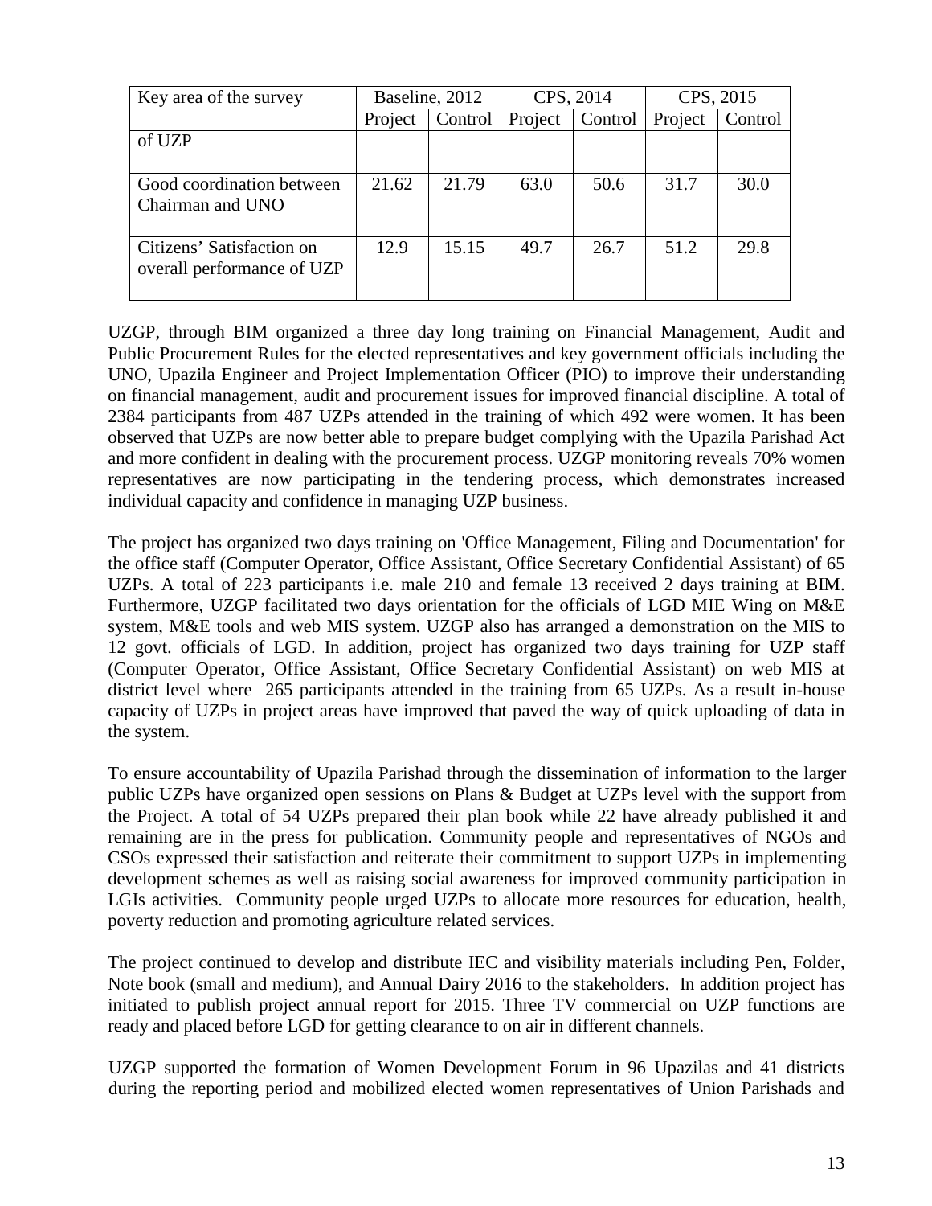| Key area of the survey | Baseline, 2012 | | CPS, 2014 | | CPS, 2015 | |
|---|---|---|---|---|---|---|
| | Project | Control | Project | Control | Project | Control |
| of UZP | | | | | | |
| Good coordination between Chairman and UNO | 21.62 | 21.79 | 63.0 | 50.6 | 31.7 | 30.0 |
| Citizens' Satisfaction on overall performance of UZP | 12.9 | 15.15 | 49.7 | 26.7 | 51.2 | 29.8 |

UZGP, through BIM organized a three day long training on Financial Management, Audit and Public Procurement Rules for the elected representatives and key government officials including the UNO, Upazila Engineer and Project Implementation Officer (PIO) to improve their understanding on financial management, audit and procurement issues for improved financial discipline. A total of 2384 participants from 487 UZPs attended in the training of which 492 were women. It has been observed that UZPs are now better able to prepare budget complying with the Upazila Parishad Act and more confident in dealing with the procurement process. UZGP monitoring reveals 70% women representatives are now participating in the tendering process, which demonstrates increased individual capacity and confidence in managing UZP business.

The project has organized two days training on 'Office Management, Filing and Documentation' for the office staff (Computer Operator, Office Assistant, Office Secretary Confidential Assistant) of 65 UZPs. A total of 223 participants i.e. male 210 and female 13 received 2 days training at BIM. Furthermore, UZGP facilitated two days orientation for the officials of LGD MIE Wing on M&E system, M&E tools and web MIS system. UZGP also has arranged a demonstration on the MIS to 12 govt. officials of LGD. In addition, project has organized two days training for UZP staff (Computer Operator, Office Assistant, Office Secretary Confidential Assistant) on web MIS at district level where 265 participants attended in the training from 65 UZPs. As a result in-house capacity of UZPs in project areas have improved that paved the way of quick uploading of data in the system.

To ensure accountability of Upazila Parishad through the dissemination of information to the larger public UZPs have organized open sessions on Plans & Budget at UZPs level with the support from the Project. A total of 54 UZPs prepared their plan book while 22 have already published it and remaining are in the press for publication. Community people and representatives of NGOs and CSOs expressed their satisfaction and reiterate their commitment to support UZPs in implementing development schemes as well as raising social awareness for improved community participation in LGIs activities. Community people urged UZPs to allocate more resources for education, health, poverty reduction and promoting agriculture related services.

The project continued to develop and distribute IEC and visibility materials including Pen, Folder, Note book (small and medium), and Annual Dairy 2016 to the stakeholders. In addition project has initiated to publish project annual report for 2015. Three TV commercial on UZP functions are ready and placed before LGD for getting clearance to on air in different channels.

UZGP supported the formation of Women Development Forum in 96 Upazilas and 41 districts during the reporting period and mobilized elected women representatives of Union Parishads and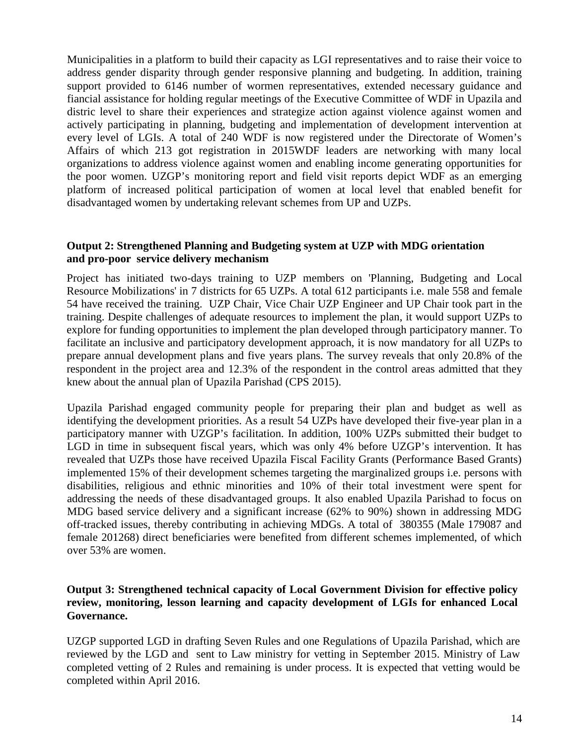Municipalities in a platform to build their capacity as LGI representatives and to raise their voice to address gender disparity through gender responsive planning and budgeting. In addition, training support provided to 6146 number of wormen representatives, extended necessary guidance and fiancial assistance for holding regular meetings of the Executive Committee of WDF in Upazila and distric level to share their experiences and strategize action against violence against women and actively participating in planning, budgeting and implementation of development intervention at every level of LGIs. A total of 240 WDF is now registered under the Directorate of Women's Affairs of which 213 got registration in 2015WDF leaders are networking with many local organizations to address violence against women and enabling income generating opportunities for the poor women. UZGP's monitoring report and field visit reports depict WDF as an emerging platform of increased political participation of women at local level that enabled benefit for disadvantaged women by undertaking relevant schemes from UP and UZPs.

**Output 2: Strengthened Planning and Budgeting system at UZP with MDG orientation and pro-poor service delivery mechanism**

Project has initiated two-days training to UZP members on 'Planning, Budgeting and Local Resource Mobilizations' in 7 districts for 65 UZPs. A total 612 participants i.e. male 558 and female 54 have received the training. UZP Chair, Vice Chair UZP Engineer and UP Chair took part in the training. Despite challenges of adequate resources to implement the plan, it would support UZPs to explore for funding opportunities to implement the plan developed through participatory manner. To facilitate an inclusive and participatory development approach, it is now mandatory for all UZPs to prepare annual development plans and five years plans. The survey reveals that only 20.8% of the respondent in the project area and 12.3% of the respondent in the control areas admitted that they knew about the annual plan of Upazila Parishad (CPS 2015).

Upazila Parishad engaged community people for preparing their plan and budget as well as identifying the development priorities. As a result 54 UZPs have developed their five-year plan in a participatory manner with UZGP's facilitation. In addition, 100% UZPs submitted their budget to LGD in time in subsequent fiscal years, which was only 4% before UZGP's intervention. It has revealed that UZPs those have received Upazila Fiscal Facility Grants (Performance Based Grants) implemented 15% of their development schemes targeting the marginalized groups i.e. persons with disabilities, religious and ethnic minorities and 10% of their total investment were spent for addressing the needs of these disadvantaged groups. It also enabled Upazila Parishad to focus on MDG based service delivery and a significant increase (62% to 90%) shown in addressing MDG off-tracked issues, thereby contributing in achieving MDGs. A total of 380355 (Male 179087 and female 201268) direct beneficiaries were benefited from different schemes implemented, of which over 53% are women.

**Output 3: Strengthened technical capacity of Local Government Division for effective policy review, monitoring, lesson learning and capacity development of LGIs for enhanced Local Governance.**

UZGP supported LGD in drafting Seven Rules and one Regulations of Upazila Parishad, which are reviewed by the LGD and sent to Law ministry for vetting in September 2015. Ministry of Law completed vetting of 2 Rules and remaining is under process. It is expected that vetting would be completed within April 2016.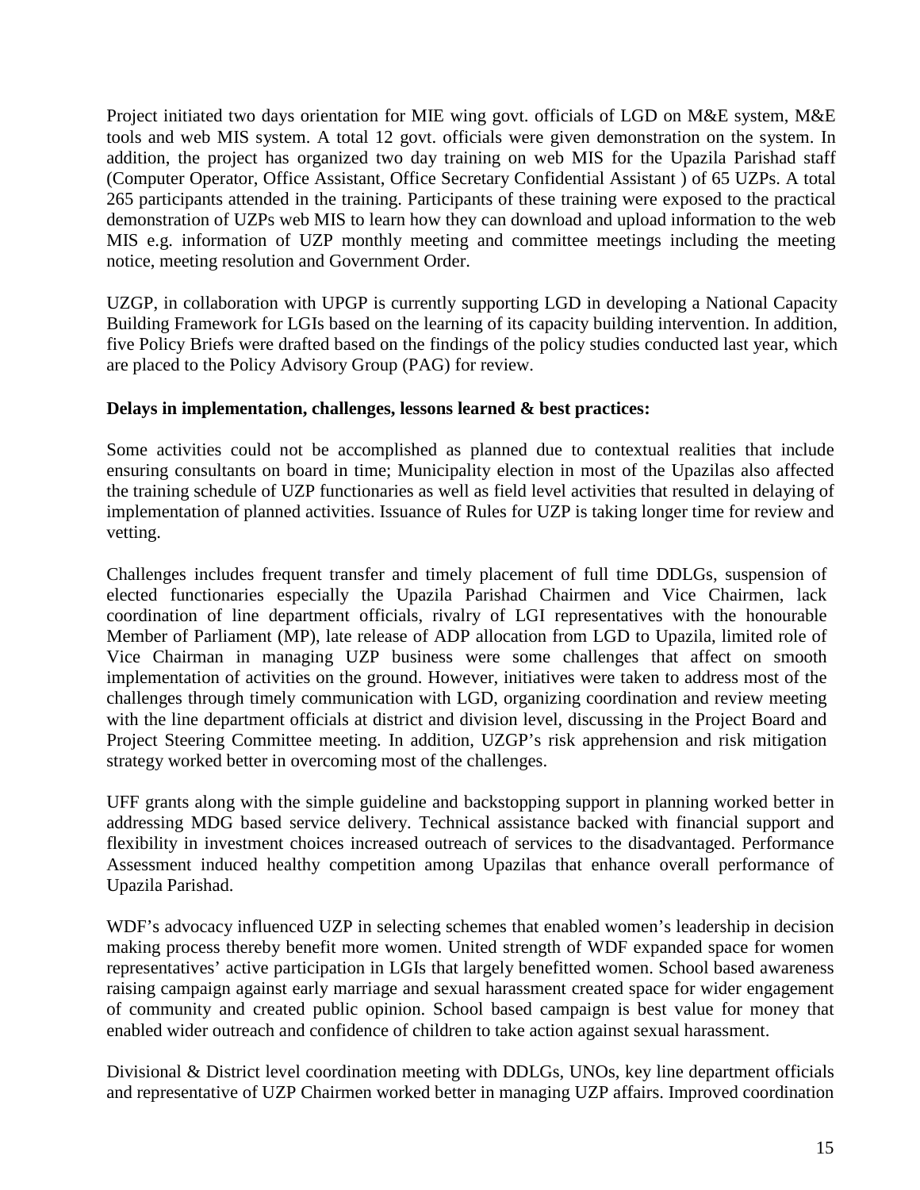Project initiated two days orientation for MIE wing govt. officials of LGD on M&E system, M&E tools and web MIS system. A total 12 govt. officials were given demonstration on the system. In addition, the project has organized two day training on web MIS for the Upazila Parishad staff (Computer Operator, Office Assistant, Office Secretary Confidential Assistant ) of 65 UZPs. A total 265 participants attended in the training. Participants of these training were exposed to the practical demonstration of UZPs web MIS to learn how they can download and upload information to the web MIS e.g. information of UZP monthly meeting and committee meetings including the meeting notice, meeting resolution and Government Order.

UZGP, in collaboration with UPGP is currently supporting LGD in developing a National Capacity Building Framework for LGIs based on the learning of its capacity building intervention. In addition, five Policy Briefs were drafted based on the findings of the policy studies conducted last year, which are placed to the Policy Advisory Group (PAG) for review.

**Delays in implementation, challenges, lessons learned & best practices:**

Some activities could not be accomplished as planned due to contextual realities that include ensuring consultants on board in time; Municipality election in most of the Upazilas also affected the training schedule of UZP functionaries as well as field level activities that resulted in delaying of implementation of planned activities. Issuance of Rules for UZP is taking longer time for review and vetting.

Challenges includes frequent transfer and timely placement of full time DDLGs, suspension of elected functionaries especially the Upazila Parishad Chairmen and Vice Chairmen, lack coordination of line department officials, rivalry of LGI representatives with the honourable Member of Parliament (MP), late release of ADP allocation from LGD to Upazila, limited role of Vice Chairman in managing UZP business were some challenges that affect on smooth implementation of activities on the ground. However, initiatives were taken to address most of the challenges through timely communication with LGD, organizing coordination and review meeting with the line department officials at district and division level, discussing in the Project Board and Project Steering Committee meeting. In addition, UZGP's risk apprehension and risk mitigation strategy worked better in overcoming most of the challenges.

UFF grants along with the simple guideline and backstopping support in planning worked better in addressing MDG based service delivery. Technical assistance backed with financial support and flexibility in investment choices increased outreach of services to the disadvantaged. Performance Assessment induced healthy competition among Upazilas that enhance overall performance of Upazila Parishad.

WDF's advocacy influenced UZP in selecting schemes that enabled women's leadership in decision making process thereby benefit more women. United strength of WDF expanded space for women representatives' active participation in LGIs that largely benefitted women. School based awareness raising campaign against early marriage and sexual harassment created space for wider engagement of community and created public opinion. School based campaign is best value for money that enabled wider outreach and confidence of children to take action against sexual harassment.

Divisional & District level coordination meeting with DDLGs, UNOs, key line department officials and representative of UZP Chairmen worked better in managing UZP affairs. Improved coordination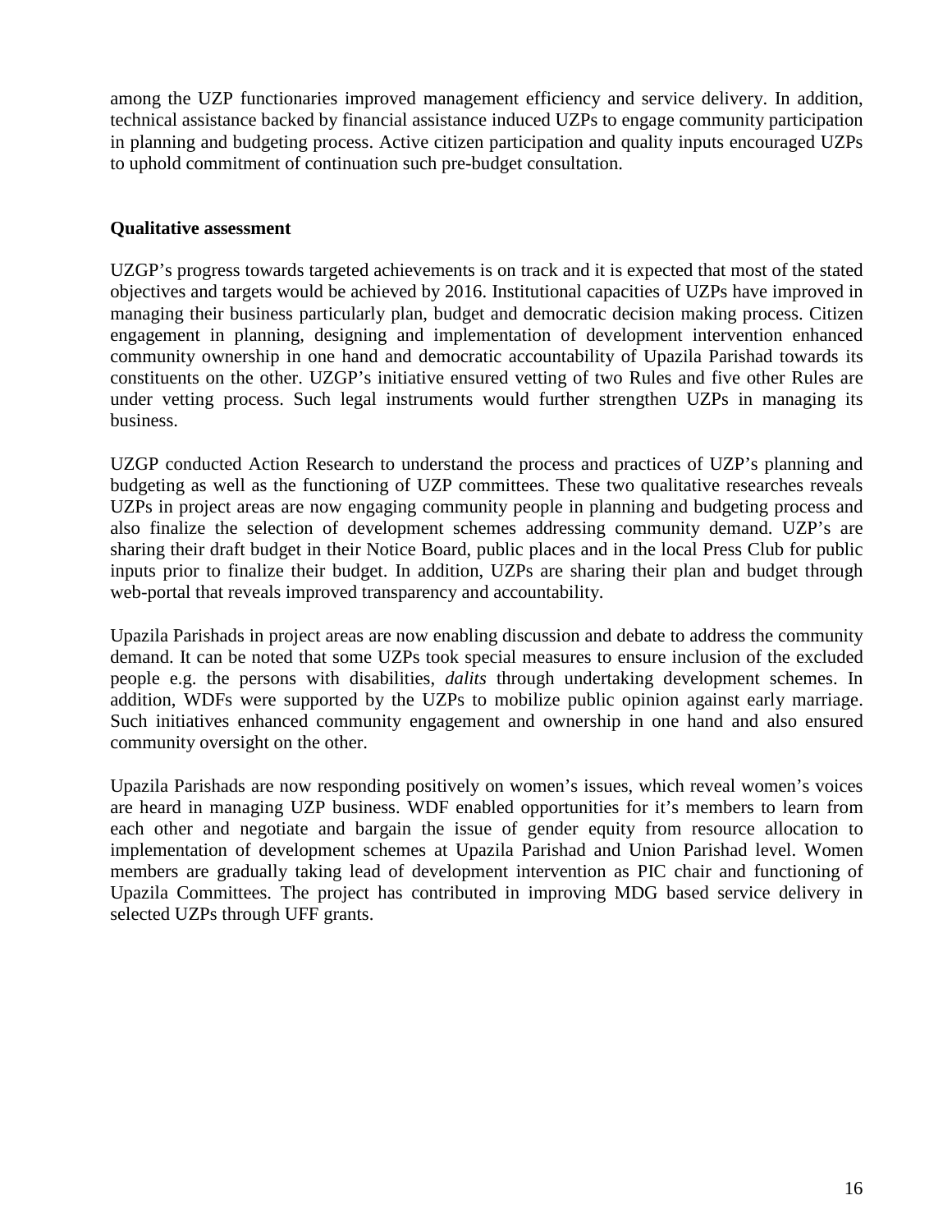among the UZP functionaries improved management efficiency and service delivery. In addition, technical assistance backed by financial assistance induced UZPs to engage community participation in planning and budgeting process. Active citizen participation and quality inputs encouraged UZPs to uphold commitment of continuation such pre-budget consultation.

**Qualitative assessment**

UZGP's progress towards targeted achievements is on track and it is expected that most of the stated objectives and targets would be achieved by 2016. Institutional capacities of UZPs have improved in managing their business particularly plan, budget and democratic decision making process. Citizen engagement in planning, designing and implementation of development intervention enhanced community ownership in one hand and democratic accountability of Upazila Parishad towards its constituents on the other. UZGP's initiative ensured vetting of two Rules and five other Rules are under vetting process. Such legal instruments would further strengthen UZPs in managing its business.

UZGP conducted Action Research to understand the process and practices of UZP's planning and budgeting as well as the functioning of UZP committees. These two qualitative researches reveals UZPs in project areas are now engaging community people in planning and budgeting process and also finalize the selection of development schemes addressing community demand. UZP's are sharing their draft budget in their Notice Board, public places and in the local Press Club for public inputs prior to finalize their budget. In addition, UZPs are sharing their plan and budget through web-portal that reveals improved transparency and accountability.

Upazila Parishads in project areas are now enabling discussion and debate to address the community demand. It can be noted that some UZPs took special measures to ensure inclusion of the excluded people e.g. the persons with disabilities, *dalits* through undertaking development schemes. In addition, WDFs were supported by the UZPs to mobilize public opinion against early marriage. Such initiatives enhanced community engagement and ownership in one hand and also ensured community oversight on the other.

Upazila Parishads are now responding positively on women's issues, which reveal women's voices are heard in managing UZP business. WDF enabled opportunities for it's members to learn from each other and negotiate and bargain the issue of gender equity from resource allocation to implementation of development schemes at Upazila Parishad and Union Parishad level. Women members are gradually taking lead of development intervention as PIC chair and functioning of Upazila Committees. The project has contributed in improving MDG based service delivery in selected UZPs through UFF grants.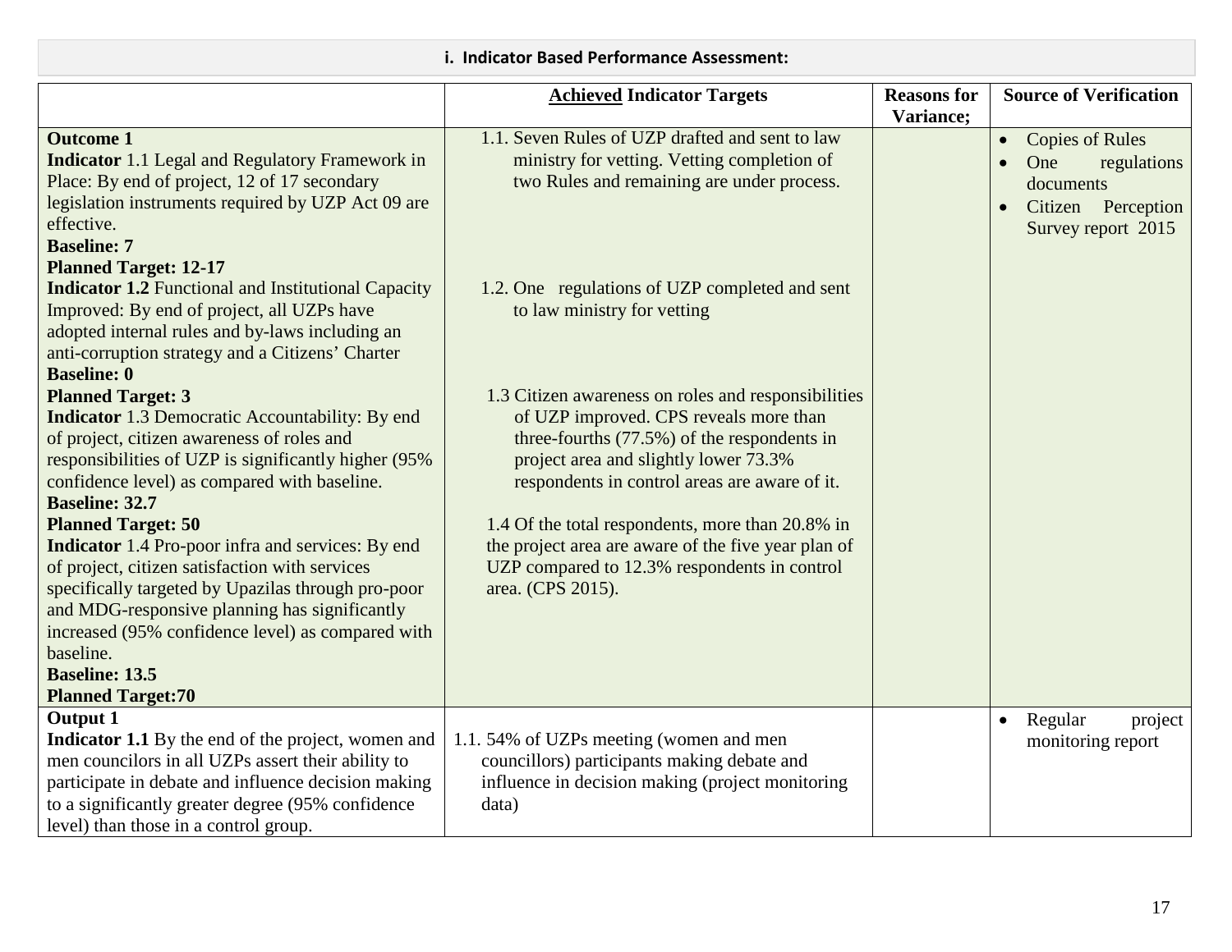### i. Indicator Based Performance Assessment:

| | <u>**Achieved**</u> **Indicator Targets** | **Reasons for Variance;** | **Source of Verification** |
|---|---|---|---|
| **Outcome 1**<br>**Indicator** 1.1 Legal and Regulatory Framework in Place: By end of project, 12 of 17 secondary legislation instruments required by UZP Act 09 are effective.<br>**Baseline: 7**<br>**Planned Target: 12-17**<br>**Indicator 1.2** Functional and Institutional Capacity Improved: By end of project, all UZPs have adopted internal rules and by-laws including an anti-corruption strategy and a Citizens' Charter<br>**Baseline: 0**<br>**Planned Target: 3**<br>**Indicator** 1.3 Democratic Accountability: By end of project, citizen awareness of roles and responsibilities of UZP is significantly higher (95% confidence level) as compared with baseline.<br>**Baseline: 32.7**<br>**Planned Target: 50**<br>**Indicator** 1.4 Pro-poor infra and services: By end of project, citizen satisfaction with services specifically targeted by Upazilas through pro-poor and MDG-responsive planning has significantly increased (95% confidence level) as compared with baseline.<br>**Baseline: 13.5**<br>**Planned Target:70** | 1.1. Seven Rules of UZP drafted and sent to law ministry for vetting. Vetting completion of two Rules and remaining are under process.<br><br>1.2. One regulations of UZP completed and sent to law ministry for vetting<br><br>1.3 Citizen awareness on roles and responsibilities of UZP improved. CPS reveals more than three-fourths (77.5%) of the respondents in project area and slightly lower 73.3% respondents in control areas are aware of it.<br><br>1.4 Of the total respondents, more than 20.8% in the project area are aware of the five year plan of UZP compared to 12.3% respondents in control area. (CPS 2015). | | • Copies of Rules<br>• One regulations documents<br>• Citizen Perception Survey report 2015 |
| **Output 1**<br>**Indicator 1.1** By the end of the project, women and men councilors in all UZPs assert their ability to participate in debate and influence decision making to a significantly greater degree (95% confidence level) than those in a control group. | 1.1. 54% of UZPs meeting (women and men councillors) participants making debate and influence in decision making (project monitoring data) | | • Regular project monitoring report |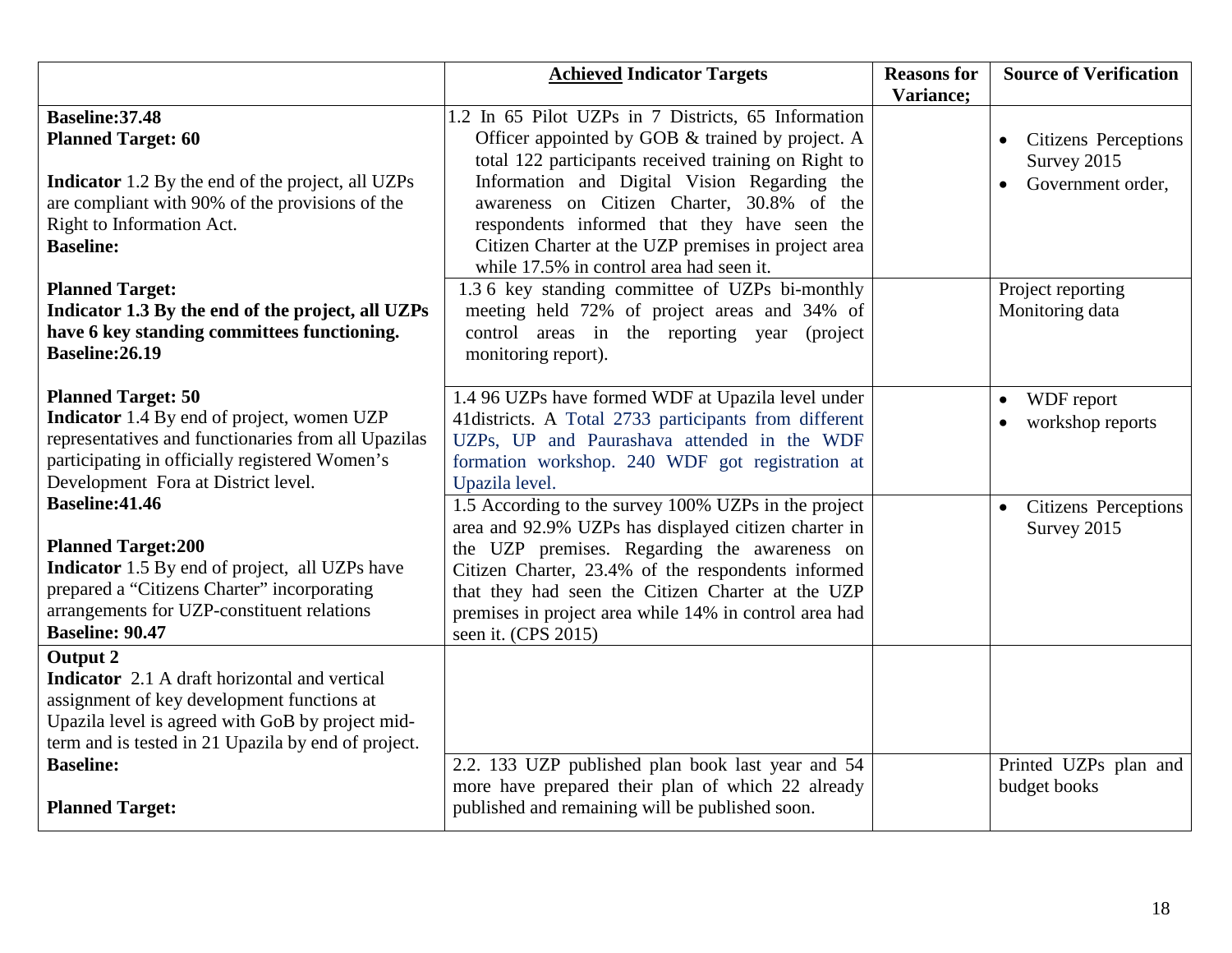| | **Achieved Indicator Targets** | **Reasons for Variance;** | **Source of Verification** |
|---|---|---|---|
| **Baseline:37.48**<br>**Planned Target: 60**<br><br>**Indicator** 1.2 By the end of the project, all UZPs are compliant with 90% of the provisions of the Right to Information Act.<br>**Baseline:** | 1.2 In 65 Pilot UZPs in 7 Districts, 65 Information Officer appointed by GOB & trained by project. A total 122 participants received training on Right to Information and Digital Vision Regarding the awareness on Citizen Charter, 30.8% of the respondents informed that they have seen the Citizen Charter at the UZP premises in project area while 17.5% in control area had seen it. | | • Citizens Perceptions Survey 2015<br>• Government order, |
| **Planned Target:**<br>**Indicator 1.3 By the end of the project, all UZPs have 6 key standing committees functioning.**<br>**Baseline:26.19** | 1.3 6 key standing committee of UZPs bi-monthly meeting held 72% of project areas and 34% of control areas in the reporting year (project monitoring report). | | Project reporting Monitoring data |
| **Planned Target: 50**<br>**Indicator** 1.4 By end of project, women UZP representatives and functionaries from all Upazilas participating in officially registered Women's Development Fora at District level. | 1.4 96 UZPs have formed WDF at Upazila level under 41districts. A Total 2733 participants from different UZPs, UP and Paurashava attended in the WDF formation workshop. 240 WDF got registration at Upazila level. | | • WDF report<br>• workshop reports |
| **Baseline:41.46**<br><br>**Planned Target:200**<br>**Indicator** 1.5 By end of project, all UZPs have prepared a "Citizens Charter" incorporating arrangements for UZP-constituent relations<br>**Baseline: 90.47** | 1.5 According to the survey 100% UZPs in the project area and 92.9% UZPs has displayed citizen charter in the UZP premises. Regarding the awareness on Citizen Charter, 23.4% of the respondents informed that they had seen the Citizen Charter at the UZP premises in project area while 14% in control area had seen it. (CPS 2015) | | • Citizens Perceptions Survey 2015 |
| **Output 2**<br>**Indicator** 2.1 A draft horizontal and vertical assignment of key development functions at Upazila level is agreed with GoB by project mid-term and is tested in 21 Upazila by end of project. | | | |
| **Baseline:**<br><br>**Planned Target:** | 2.2. 133 UZP published plan book last year and 54 more have prepared their plan of which 22 already published and remaining will be published soon. | | Printed UZPs plan and budget books |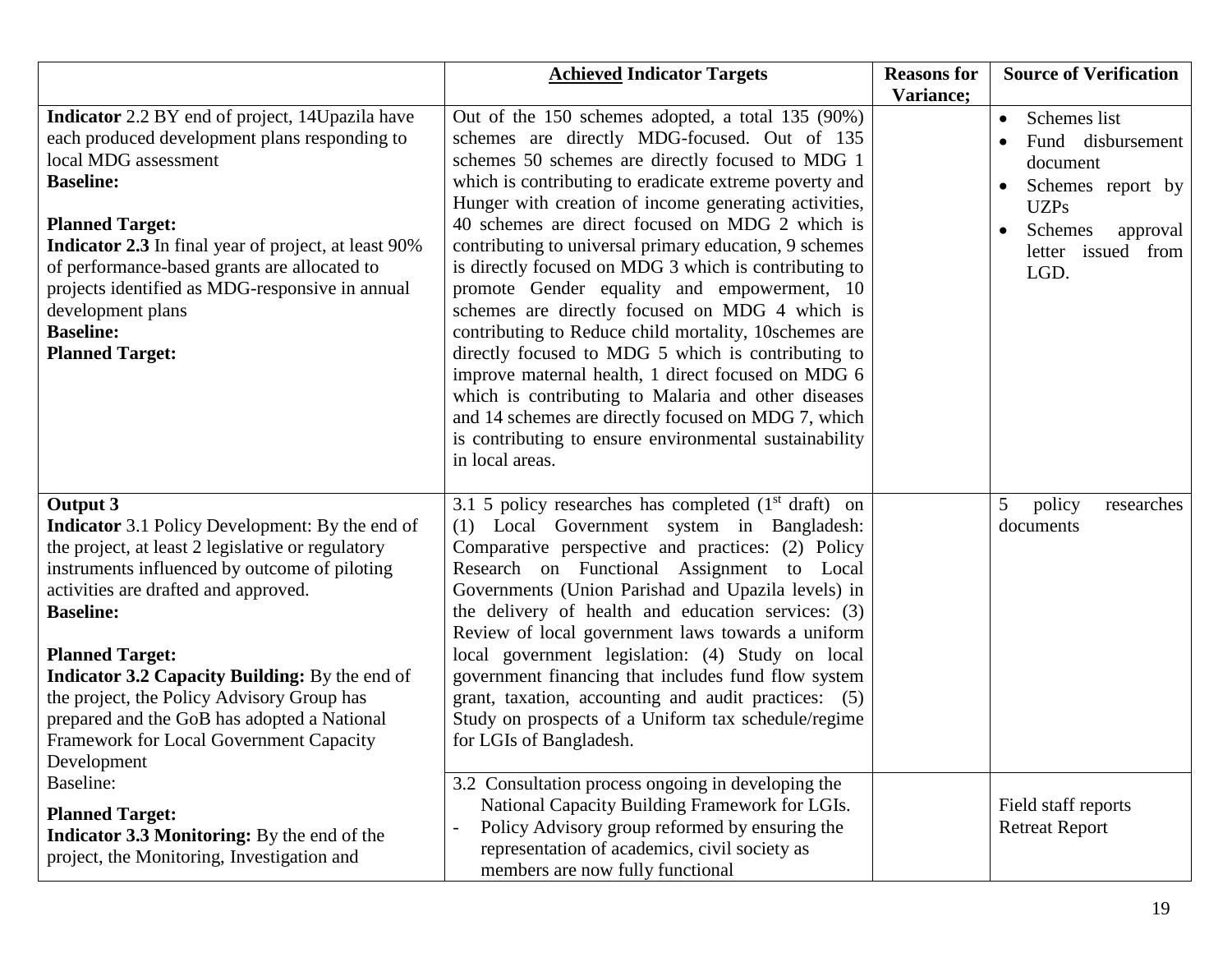| | **<u>Achieved</u> Indicator Targets** | **Reasons for Variance;** | **Source of Verification** |
|---|---|---|---|
| **Indicator** 2.2 BY end of project, 14Upazila have each produced development plans responding to local MDG assessment<br>**Baseline:**<br><br>**Planned Target:**<br>**Indicator 2.3** In final year of project, at least 90% of performance-based grants are allocated to projects identified as MDG-responsive in annual development plans<br>**Baseline:**<br>**Planned Target:** | Out of the 150 schemes adopted, a total 135 (90%) schemes are directly MDG-focused. Out of 135 schemes 50 schemes are directly focused to MDG 1 which is contributing to eradicate extreme poverty and Hunger with creation of income generating activities, 40 schemes are direct focused on MDG 2 which is contributing to universal primary education, 9 schemes is directly focused on MDG 3 which is contributing to promote Gender equality and empowerment, 10 schemes are directly focused on MDG 4 which is contributing to Reduce child mortality, 10schemes are directly focused to MDG 5 which is contributing to improve maternal health, 1 direct focused on MDG 6 which is contributing to Malaria and other diseases and 14 schemes are directly focused on MDG 7, which is contributing to ensure environmental sustainability in local areas. | | • Schemes list<br>• Fund disbursement document<br>• Schemes report by UZPs<br>• Schemes approval letter issued from LGD. |
| **Output 3**<br>**Indicator** 3.1 Policy Development: By the end of the project, at least 2 legislative or regulatory instruments influenced by outcome of piloting activities are drafted and approved.<br>**Baseline:**<br><br>**Planned Target:**<br>**Indicator 3.2 Capacity Building:** By the end of the project, the Policy Advisory Group has prepared and the GoB has adopted a National Framework for Local Government Capacity Development<br>Baseline:<br>**Planned Target:**<br>**Indicator 3.3 Monitoring:** By the end of the project, the Monitoring, Investigation and | 3.1 5 policy researches has completed (1st draft) on (1) Local Government system in Bangladesh: Comparative perspective and practices: (2) Policy Research on Functional Assignment to Local Governments (Union Parishad and Upazila levels) in the delivery of health and education services: (3) Review of local government laws towards a uniform local government legislation: (4) Study on local government financing that includes fund flow system grant, taxation, accounting and audit practices: (5) Study on prospects of a Uniform tax schedule/regime for LGIs of Bangladesh. | | 5 policy researches documents |
| | 3.2 Consultation process ongoing in developing the National Capacity Building Framework for LGIs.<br>- Policy Advisory group reformed by ensuring the representation of academics, civil society as members are now fully functional | | Field staff reports<br>Retreat Report |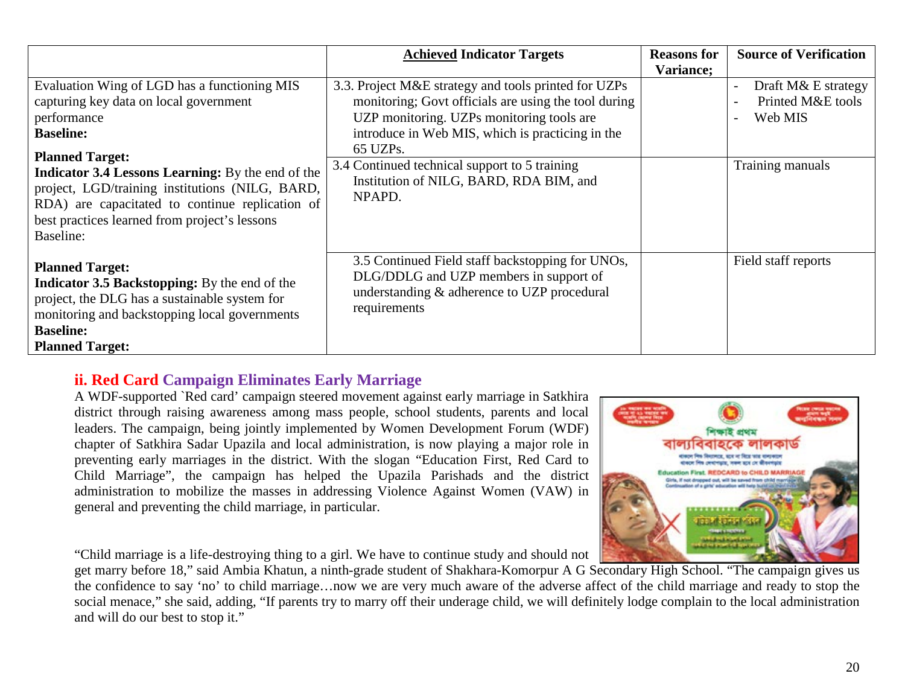| | **Achieved Indicator Targets** | **Reasons for Variance;** | **Source of Verification** |
|---|---|---|---|
| Evaluation Wing of LGD has a functioning MIS capturing key data on local government performance<br>**Baseline:**<br>**Planned Target:** | 3.3. Project M&E strategy and tools printed for UZPs monitoring; Govt officials are using the tool during UZP monitoring. UZPs monitoring tools are introduce in Web MIS, which is practicing in the 65 UZPs. | | - Draft M& E strategy<br>- Printed M&E tools<br>- Web MIS |
| **Indicator 3.4 Lessons Learning:** By the end of the project, LGD/training institutions (NILG, BARD, RDA) are capacitated to continue replication of best practices learned from project's lessons<br>Baseline:<br>**Planned Target:** | 3.4 Continued technical support to 5 training Institution of NILG, BARD, RDA BIM, and NPAPD. | | Training manuals |
| **Indicator 3.5 Backstopping:** By the end of the project, the DLG has a sustainable system for monitoring and backstopping local governments<br>**Baseline:**<br>**Planned Target:** | 3.5 Continued Field staff backstopping for UNOs, DLG/DDLG and UZP members in support of understanding & adherence to UZP procedural requirements | | Field staff reports |

## ii. Red Card Campaign Eliminates Early Marriage

A WDF-supported `Red card' campaign steered movement against early marriage in Satkhira district through raising awareness among mass people, school students, parents and local leaders. The campaign, being jointly implemented by Women Development Forum (WDF) chapter of Satkhira Sadar Upazila and local administration, is now playing a major role in preventing early marriages in the district. With the slogan "Education First, Red Card to Child Marriage", the campaign has helped the Upazila Parishads and the district administration to mobilize the masses in addressing Violence Against Women (VAW) in general and preventing the child marriage, in particular.

"Child marriage is a life-destroying thing to a girl. We have to continue study and should not get marry before 18," said Ambia Khatun, a ninth-grade student of Shakhara-Komorpur A G Secondary High School. "The campaign gives us the confidence to say 'no' to child marriage…now we are very much aware of the adverse affect of the child marriage and ready to stop the social menace," she said, adding, "If parents try to marry off their underage child, we will definitely lodge complain to the local administration and will do our best to stop it."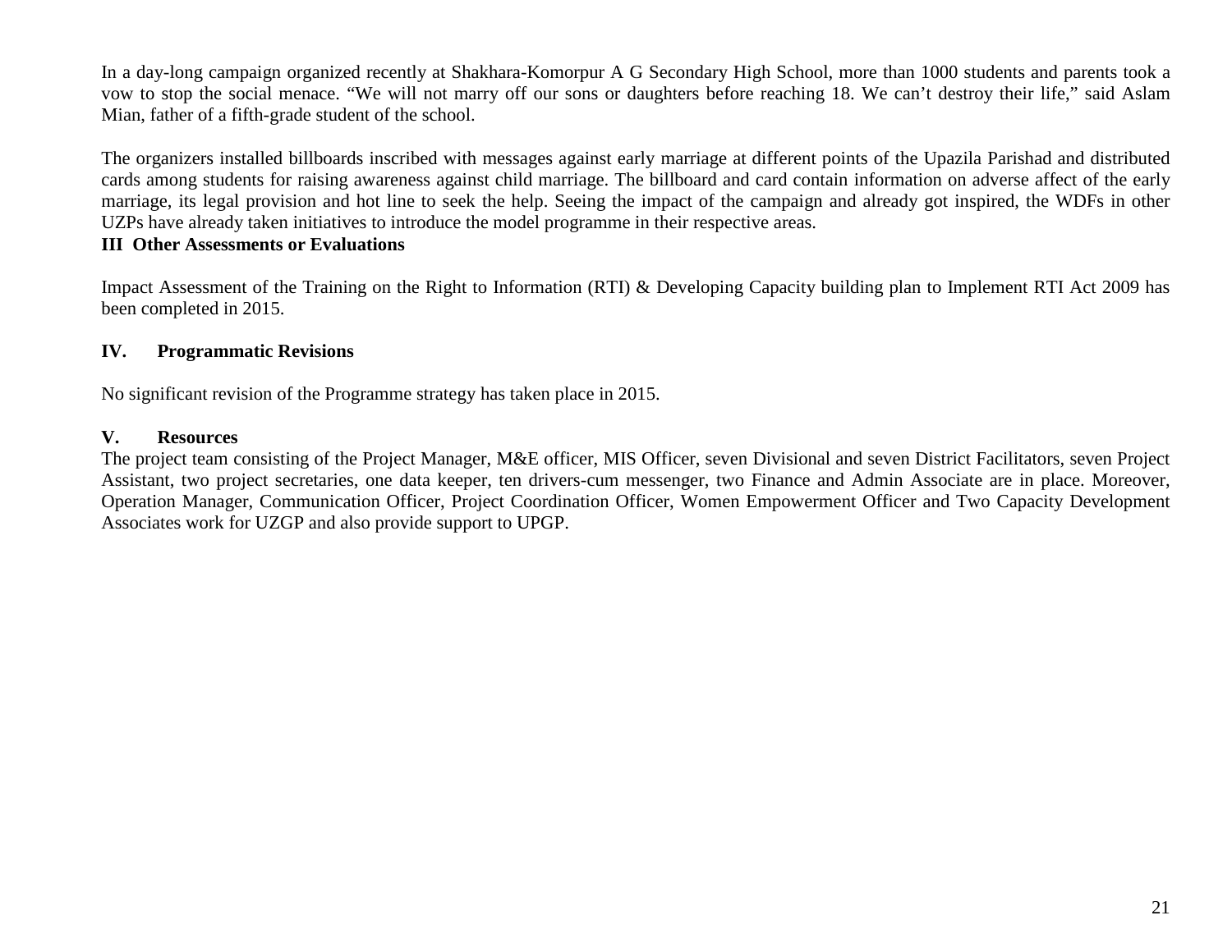In a day-long campaign organized recently at Shakhara-Komorpur A G Secondary High School, more than 1000 students and parents took a vow to stop the social menace. “We will not marry off our sons or daughters before reaching 18. We can’t destroy their life,” said Aslam Mian, father of a fifth-grade student of the school.

The organizers installed billboards inscribed with messages against early marriage at different points of the Upazila Parishad and distributed cards among students for raising awareness against child marriage. The billboard and card contain information on adverse affect of the early marriage, its legal provision and hot line to seek the help. Seeing the impact of the campaign and already got inspired, the WDFs in other UZPs have already taken initiatives to introduce the model programme in their respective areas.

## III Other Assessments or Evaluations

Impact Assessment of the Training on the Right to Information (RTI) & Developing Capacity building plan to Implement RTI Act 2009 has been completed in 2015.

## IV. Programmatic Revisions

No significant revision of the Programme strategy has taken place in 2015.

## V. Resources

The project team consisting of the Project Manager, M&E officer, MIS Officer, seven Divisional and seven District Facilitators, seven Project Assistant, two project secretaries, one data keeper, ten drivers-cum messenger, two Finance and Admin Associate are in place. Moreover, Operation Manager, Communication Officer, Project Coordination Officer, Women Empowerment Officer and Two Capacity Development Associates work for UZGP and also provide support to UPGP.